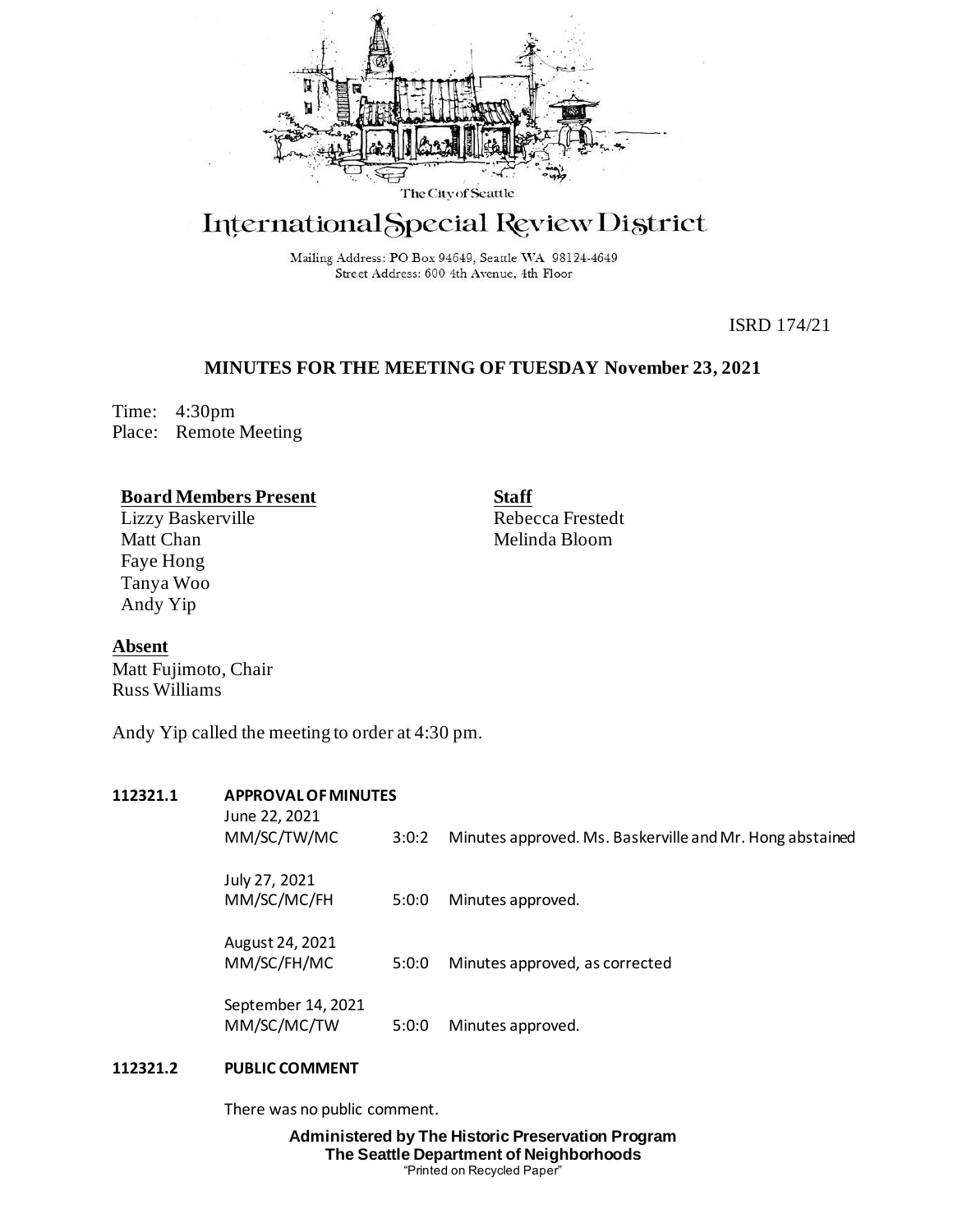The City of Seattle

# International Special Review District

Mailing Address: PO Box 94649, Seattle WA 98124-4649
Street Address: 600 4th Avenue, 4th Floor

ISRD 174/21

## MINUTES FOR THE MEETING OF TUESDAY November 23, 2021

Time: 4:30pm
Place: Remote Meeting

**Board Members Present**
Lizzy Baskerville
Matt Chan
Faye Hong
Tanya Woo
Andy Yip

**Staff**
Rebecca Frestedt
Melinda Bloom

**Absent**
Matt Fujimoto, Chair
Russ Williams

Andy Yip called the meeting to order at 4:30 pm.

**112321.1 APPROVAL OF MINUTES**

| | | |
|---|---|---|
| June 22, 2021<br>MM/SC/TW/MC | 3:0:2 | Minutes approved. Ms. Baskerville and Mr. Hong abstained |
| July 27, 2021<br>MM/SC/MC/FH | 5:0:0 | Minutes approved. |
| August 24, 2021<br>MM/SC/FH/MC | 5:0:0 | Minutes approved, as corrected |
| September 14, 2021<br>MM/SC/MC/TW | 5:0:0 | Minutes approved. |

**112321.2 PUBLIC COMMENT**

There was no public comment.

**Administered by The Historic Preservation Program**
**The Seattle Department of Neighborhoods**
"Printed on Recycled Paper"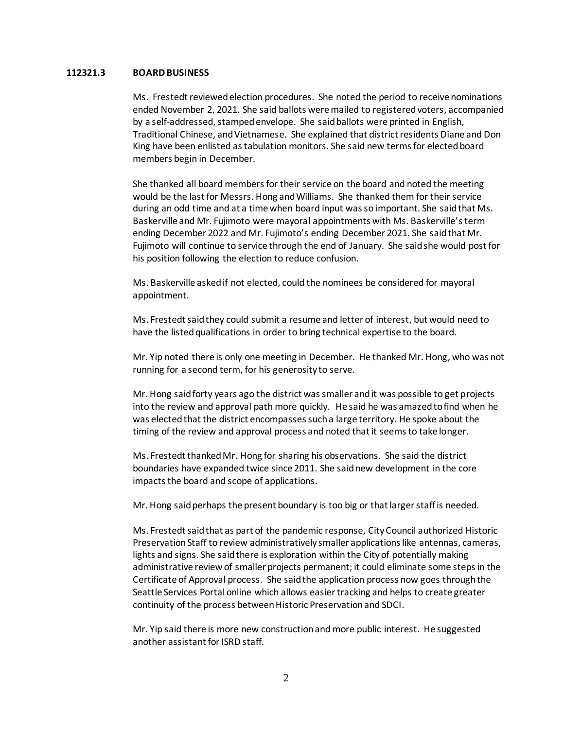**112321.3 BOARD BUSINESS**

Ms. Frestedt reviewed election procedures. She noted the period to receive nominations ended November 2, 2021. She said ballots were mailed to registered voters, accompanied by a self-addressed, stamped envelope. She said ballots were printed in English, Traditional Chinese, and Vietnamese. She explained that district residents Diane and Don King have been enlisted as tabulation monitors. She said new terms for elected board members begin in December.

She thanked all board members for their service on the board and noted the meeting would be the last for Messrs. Hong and Williams. She thanked them for their service during an odd time and at a time when board input was so important. She said that Ms. Baskerville and Mr. Fujimoto were mayoral appointments with Ms. Baskerville's term ending December 2022 and Mr. Fujimoto's ending December 2021. She said that Mr. Fujimoto will continue to service through the end of January. She said she would post for his position following the election to reduce confusion.

Ms. Baskerville asked if not elected, could the nominees be considered for mayoral appointment.

Ms. Frestedt said they could submit a resume and letter of interest, but would need to have the listed qualifications in order to bring technical expertise to the board.

Mr. Yip noted there is only one meeting in December. He thanked Mr. Hong, who was not running for a second term, for his generosity to serve.

Mr. Hong said forty years ago the district was smaller and it was possible to get projects into the review and approval path more quickly. He said he was amazed to find when he was elected that the district encompasses such a large territory. He spoke about the timing of the review and approval process and noted that it seems to take longer.

Ms. Frestedt thanked Mr. Hong for sharing his observations. She said the district boundaries have expanded twice since 2011. She said new development in the core impacts the board and scope of applications.

Mr. Hong said perhaps the present boundary is too big or that larger staff is needed.

Ms. Frestedt said that as part of the pandemic response, City Council authorized Historic Preservation Staff to review administratively smaller applications like antennas, cameras, lights and signs. She said there is exploration within the City of potentially making administrative review of smaller projects permanent; it could eliminate some steps in the Certificate of Approval process. She said the application process now goes through the Seattle Services Portal online which allows easier tracking and helps to create greater continuity of the process between Historic Preservation and SDCI.

Mr. Yip said there is more new construction and more public interest. He suggested another assistant for ISRD staff.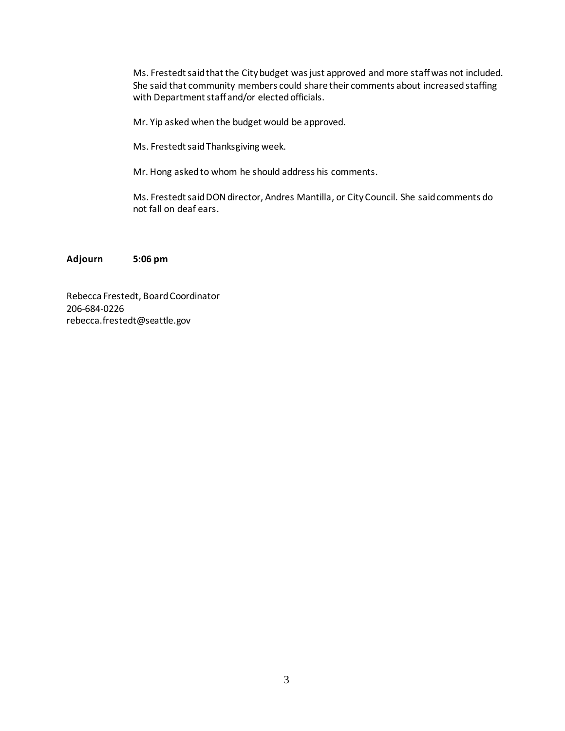Ms. Frestedt said that the City budget was just approved and more staff was not included. She said that community members could share their comments about increased staffing with Department staff and/or elected officials.

Mr. Yip asked when the budget would be approved.

Ms. Frestedt said Thanksgiving week.

Mr. Hong asked to whom he should address his comments.

Ms. Frestedt said DON director, Andres Mantilla, or City Council. She said comments do not fall on deaf ears.

**Adjourn 5:06 pm**

Rebecca Frestedt, Board Coordinator
206-684-0226
rebecca.frestedt@seattle.gov